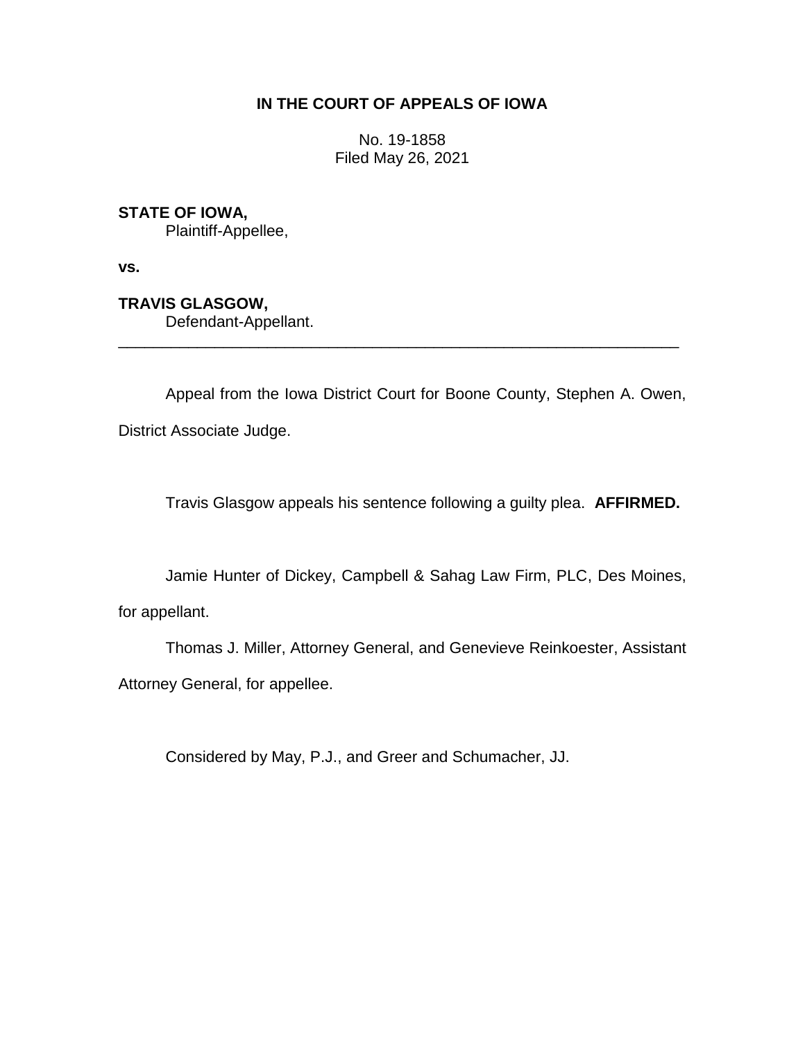**IN THE COURT OF APPEALS OF IOWA**

No. 19-1858
Filed May 26, 2021

**STATE OF IOWA,**
Plaintiff-Appellee,

**vs.**

**TRAVIS GLASGOW,**
Defendant-Appellant.

---

Appeal from the Iowa District Court for Boone County, Stephen A. Owen, District Associate Judge.

Travis Glasgow appeals his sentence following a guilty plea. **AFFIRMED.**

Jamie Hunter of Dickey, Campbell & Sahag Law Firm, PLC, Des Moines, for appellant.

Thomas J. Miller, Attorney General, and Genevieve Reinkoester, Assistant Attorney General, for appellee.

Considered by May, P.J., and Greer and Schumacher, JJ.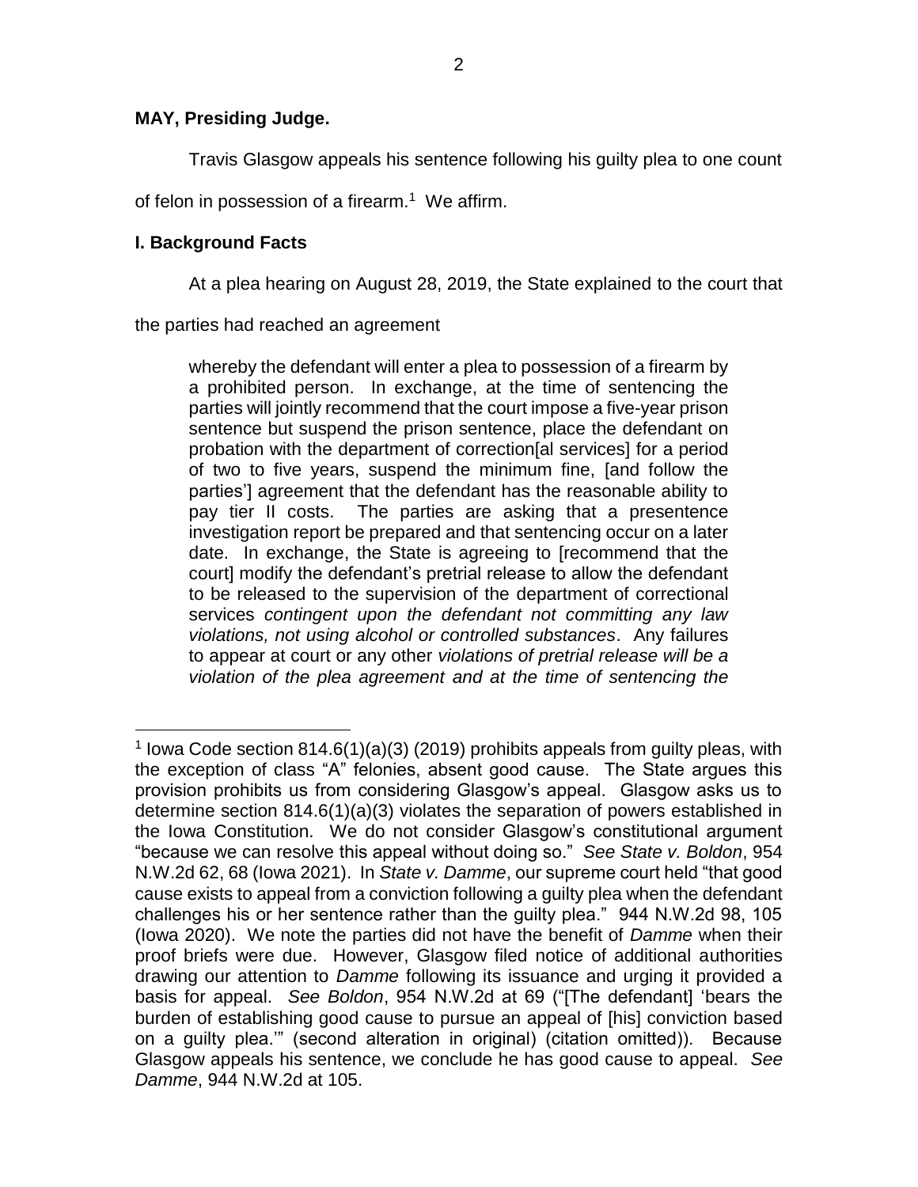**MAY, Presiding Judge.**

Travis Glasgow appeals his sentence following his guilty plea to one count of felon in possession of a firearm.[1] We affirm.

## I. Background Facts

At a plea hearing on August 28, 2019, the State explained to the court that the parties had reached an agreement

> whereby the defendant will enter a plea to possession of a firearm by a prohibited person. In exchange, at the time of sentencing the parties will jointly recommend that the court impose a five-year prison sentence but suspend the prison sentence, place the defendant on probation with the department of correction[al services] for a period of two to five years, suspend the minimum fine, [and follow the parties'] agreement that the defendant has the reasonable ability to pay tier II costs. The parties are asking that a presentence investigation report be prepared and that sentencing occur on a later date. In exchange, the State is agreeing to [recommend that the court] modify the defendant's pretrial release to allow the defendant to be released to the supervision of the department of correctional services *contingent upon the defendant not committing any law violations, not using alcohol or controlled substances*. Any failures to appear at court or any other *violations of pretrial release will be a violation of the plea agreement and at the time of sentencing the*

---

[1] Iowa Code section 814.6(1)(a)(3) (2019) prohibits appeals from guilty pleas, with the exception of class "A" felonies, absent good cause. The State argues this provision prohibits us from considering Glasgow's appeal. Glasgow asks us to determine section 814.6(1)(a)(3) violates the separation of powers established in the Iowa Constitution. We do not consider Glasgow's constitutional argument "because we can resolve this appeal without doing so." *See State v. Boldon*, 954 N.W.2d 62, 68 (Iowa 2021). In *State v. Damme*, our supreme court held "that good cause exists to appeal from a conviction following a guilty plea when the defendant challenges his or her sentence rather than the guilty plea." 944 N.W.2d 98, 105 (Iowa 2020). We note the parties did not have the benefit of *Damme* when their proof briefs were due. However, Glasgow filed notice of additional authorities drawing our attention to *Damme* following its issuance and urging it provided a basis for appeal. *See Boldon*, 954 N.W.2d at 69 ("[The defendant] 'bears the burden of establishing good cause to pursue an appeal of [his] conviction based on a guilty plea.'" (second alteration in original) (citation omitted)). Because Glasgow appeals his sentence, we conclude he has good cause to appeal. *See Damme*, 944 N.W.2d at 105.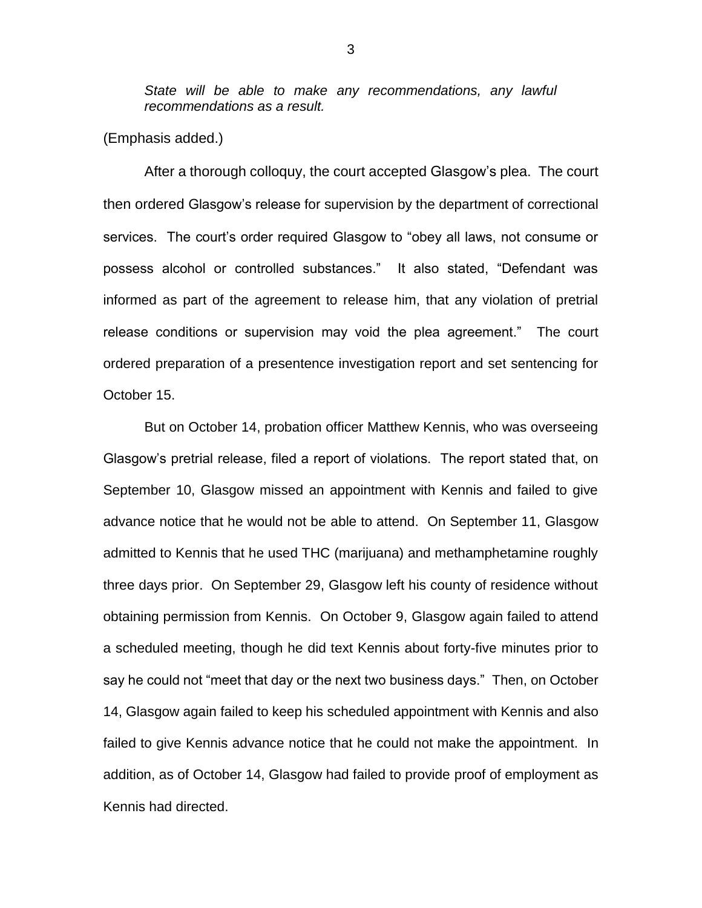> *State will be able to make any recommendations, any lawful recommendations as a result.*

(Emphasis added.)

After a thorough colloquy, the court accepted Glasgow's plea. The court then ordered Glasgow's release for supervision by the department of correctional services. The court's order required Glasgow to "obey all laws, not consume or possess alcohol or controlled substances." It also stated, "Defendant was informed as part of the agreement to release him, that any violation of pretrial release conditions or supervision may void the plea agreement." The court ordered preparation of a presentence investigation report and set sentencing for October 15.

But on October 14, probation officer Matthew Kennis, who was overseeing Glasgow's pretrial release, filed a report of violations. The report stated that, on September 10, Glasgow missed an appointment with Kennis and failed to give advance notice that he would not be able to attend. On September 11, Glasgow admitted to Kennis that he used THC (marijuana) and methamphetamine roughly three days prior. On September 29, Glasgow left his county of residence without obtaining permission from Kennis. On October 9, Glasgow again failed to attend a scheduled meeting, though he did text Kennis about forty-five minutes prior to say he could not "meet that day or the next two business days." Then, on October 14, Glasgow again failed to keep his scheduled appointment with Kennis and also failed to give Kennis advance notice that he could not make the appointment. In addition, as of October 14, Glasgow had failed to provide proof of employment as Kennis had directed.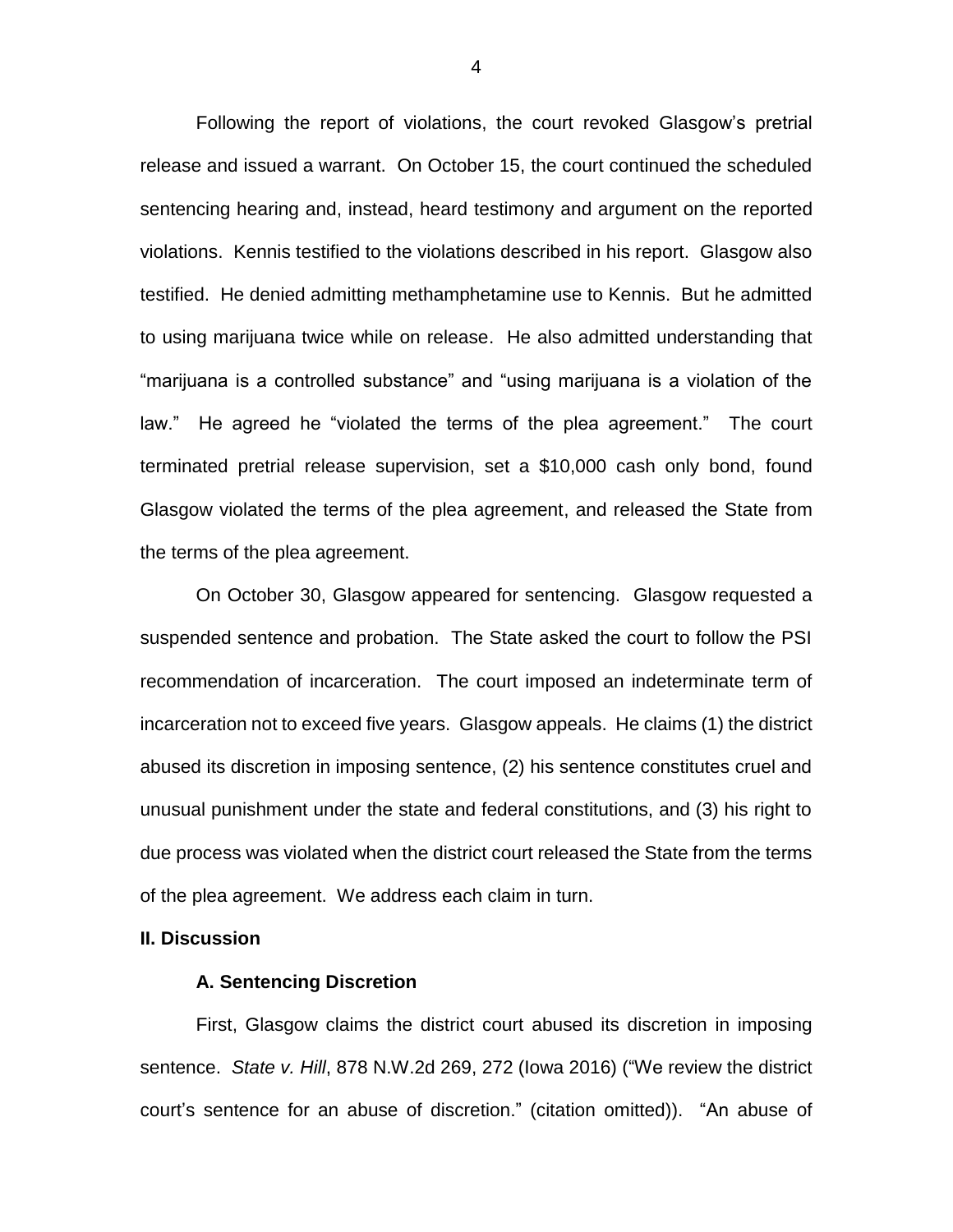Following the report of violations, the court revoked Glasgow's pretrial release and issued a warrant. On October 15, the court continued the scheduled sentencing hearing and, instead, heard testimony and argument on the reported violations. Kennis testified to the violations described in his report. Glasgow also testified. He denied admitting methamphetamine use to Kennis. But he admitted to using marijuana twice while on release. He also admitted understanding that "marijuana is a controlled substance" and "using marijuana is a violation of the law." He agreed he "violated the terms of the plea agreement." The court terminated pretrial release supervision, set a $10,000 cash only bond, found Glasgow violated the terms of the plea agreement, and released the State from the terms of the plea agreement.

On October 30, Glasgow appeared for sentencing. Glasgow requested a suspended sentence and probation. The State asked the court to follow the PSI recommendation of incarceration. The court imposed an indeterminate term of incarceration not to exceed five years. Glasgow appeals. He claims (1) the district abused its discretion in imposing sentence, (2) his sentence constitutes cruel and unusual punishment under the state and federal constitutions, and (3) his right to due process was violated when the district court released the State from the terms of the plea agreement. We address each claim in turn.

## II. Discussion

### A. Sentencing Discretion

First, Glasgow claims the district court abused its discretion in imposing sentence. *State v. Hill*, 878 N.W.2d 269, 272 (Iowa 2016) ("We review the district court's sentence for an abuse of discretion." (citation omitted)). "An abuse of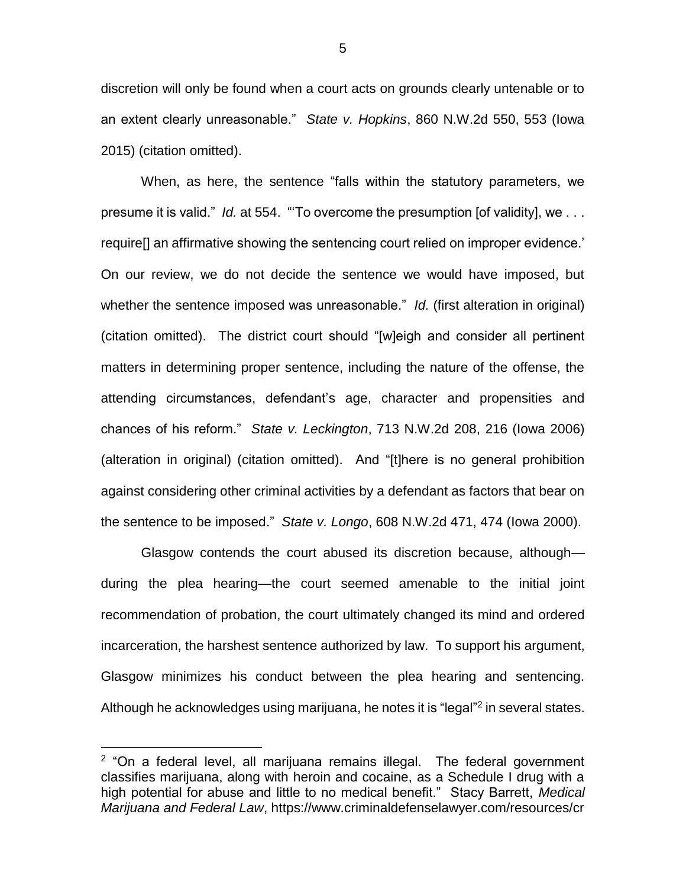discretion will only be found when a court acts on grounds clearly untenable or to an extent clearly unreasonable." *State v. Hopkins*, 860 N.W.2d 550, 553 (Iowa 2015) (citation omitted).

When, as here, the sentence "falls within the statutory parameters, we presume it is valid." *Id.* at 554. "'To overcome the presumption [of validity], we . . . require[] an affirmative showing the sentencing court relied on improper evidence.' On our review, we do not decide the sentence we would have imposed, but whether the sentence imposed was unreasonable." *Id.* (first alteration in original) (citation omitted). The district court should "[w]eigh and consider all pertinent matters in determining proper sentence, including the nature of the offense, the attending circumstances, defendant's age, character and propensities and chances of his reform." *State v. Leckington*, 713 N.W.2d 208, 216 (Iowa 2006) (alteration in original) (citation omitted). And "[t]here is no general prohibition against considering other criminal activities by a defendant as factors that bear on the sentence to be imposed." *State v. Longo*, 608 N.W.2d 471, 474 (Iowa 2000).

Glasgow contends the court abused its discretion because, although—during the plea hearing—the court seemed amenable to the initial joint recommendation of probation, the court ultimately changed its mind and ordered incarceration, the harshest sentence authorized by law. To support his argument, Glasgow minimizes his conduct between the plea hearing and sentencing. Although he acknowledges using marijuana, he notes it is "legal"[2] in several states.

[2] "On a federal level, all marijuana remains illegal. The federal government classifies marijuana, along with heroin and cocaine, as a Schedule I drug with a high potential for abuse and little to no medical benefit." Stacy Barrett, *Medical Marijuana and Federal Law*, https://www.criminaldefenselawyer.com/resources/cr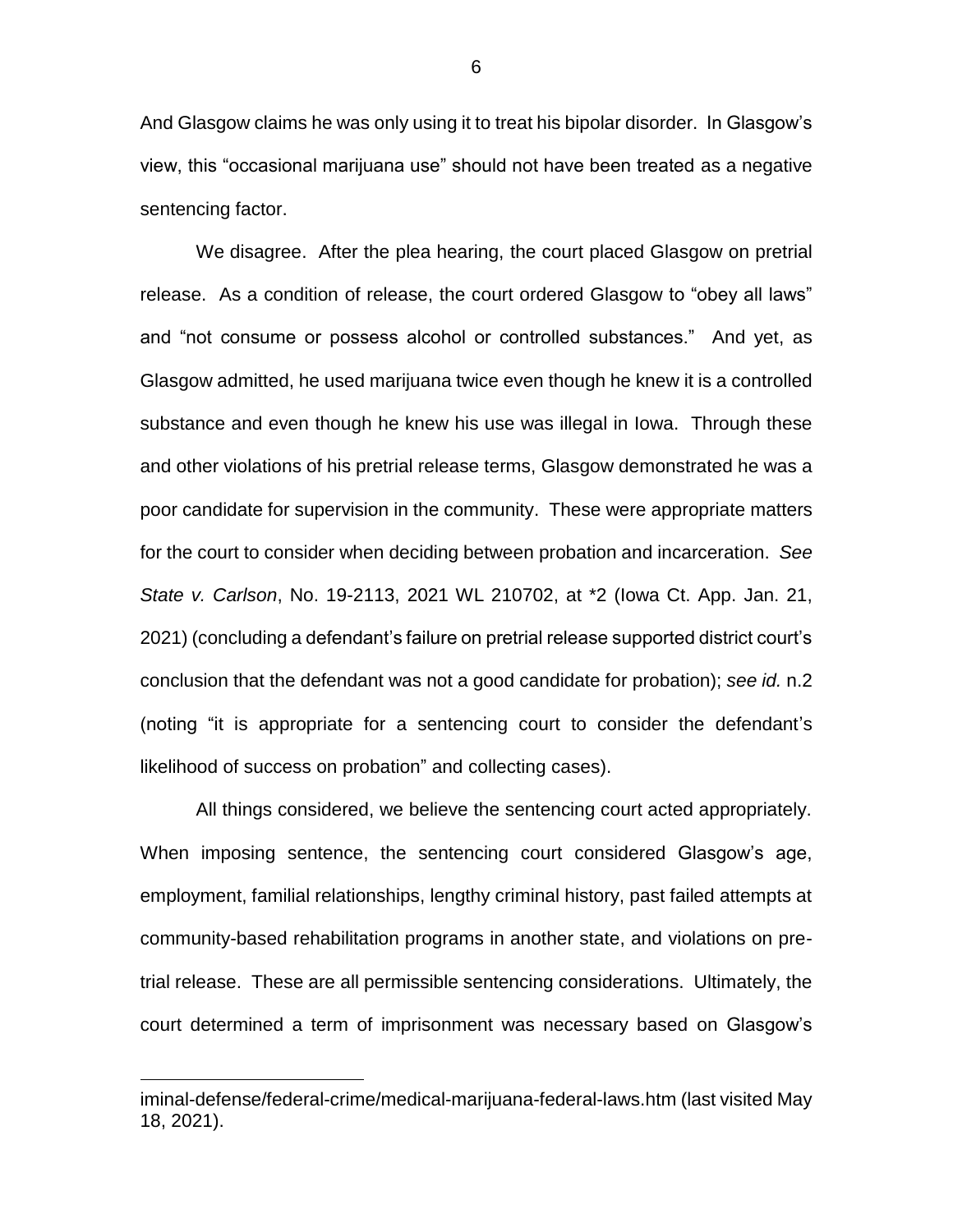And Glasgow claims he was only using it to treat his bipolar disorder. In Glasgow's view, this "occasional marijuana use" should not have been treated as a negative sentencing factor.

We disagree. After the plea hearing, the court placed Glasgow on pretrial release. As a condition of release, the court ordered Glasgow to "obey all laws" and "not consume or possess alcohol or controlled substances." And yet, as Glasgow admitted, he used marijuana twice even though he knew it is a controlled substance and even though he knew his use was illegal in Iowa. Through these and other violations of his pretrial release terms, Glasgow demonstrated he was a poor candidate for supervision in the community. These were appropriate matters for the court to consider when deciding between probation and incarceration. *See State v. Carlson*, No. 19-2113, 2021 WL 210702, at *2 (Iowa Ct. App. Jan. 21, 2021) (concluding a defendant's failure on pretrial release supported district court's conclusion that the defendant was not a good candidate for probation); *see id.* n.2 (noting "it is appropriate for a sentencing court to consider the defendant's likelihood of success on probation" and collecting cases).

All things considered, we believe the sentencing court acted appropriately. When imposing sentence, the sentencing court considered Glasgow's age, employment, familial relationships, lengthy criminal history, past failed attempts at community-based rehabilitation programs in another state, and violations on pre-trial release. These are all permissible sentencing considerations. Ultimately, the court determined a term of imprisonment was necessary based on Glasgow's

iminal-defense/federal-crime/medical-marijuana-federal-laws.htm (last visited May 18, 2021).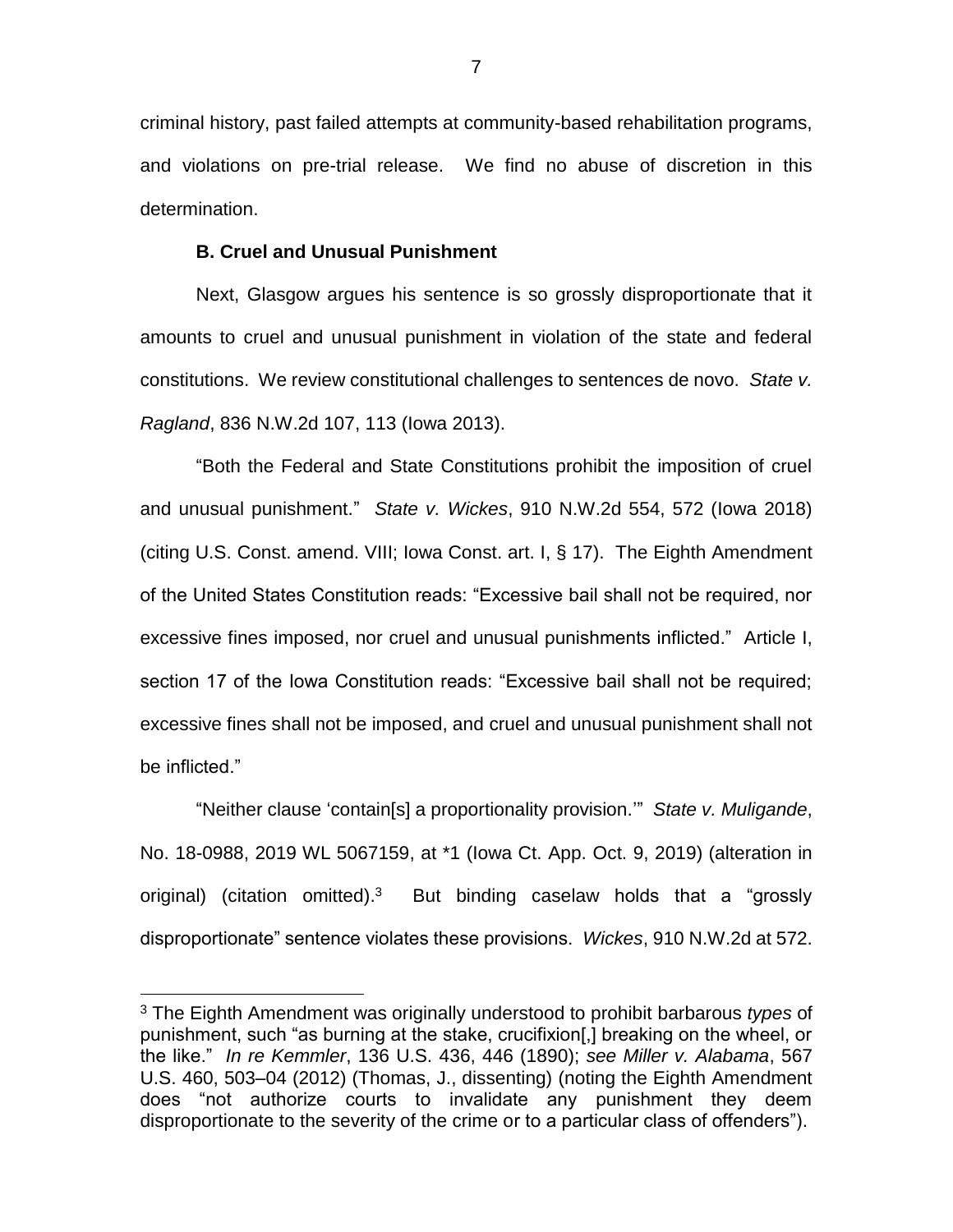criminal history, past failed attempts at community-based rehabilitation programs, and violations on pre-trial release. We find no abuse of discretion in this determination.

**B. Cruel and Unusual Punishment**

Next, Glasgow argues his sentence is so grossly disproportionate that it amounts to cruel and unusual punishment in violation of the state and federal constitutions. We review constitutional challenges to sentences de novo. *State v. Ragland*, 836 N.W.2d 107, 113 (Iowa 2013).

"Both the Federal and State Constitutions prohibit the imposition of cruel and unusual punishment." *State v. Wickes*, 910 N.W.2d 554, 572 (Iowa 2018) (citing U.S. Const. amend. VIII; Iowa Const. art. I, § 17). The Eighth Amendment of the United States Constitution reads: "Excessive bail shall not be required, nor excessive fines imposed, nor cruel and unusual punishments inflicted." Article I, section 17 of the Iowa Constitution reads: "Excessive bail shall not be required; excessive fines shall not be imposed, and cruel and unusual punishment shall not be inflicted."

"Neither clause 'contain[s] a proportionality provision.'" *State v. Muligande*, No. 18-0988, 2019 WL 5067159, at *1 (Iowa Ct. App. Oct. 9, 2019) (alteration in original) (citation omitted).[3] But binding caselaw holds that a "grossly disproportionate" sentence violates these provisions. *Wickes*, 910 N.W.2d at 572.

---

[3] The Eighth Amendment was originally understood to prohibit barbarous *types* of punishment, such "as burning at the stake, crucifixion[,] breaking on the wheel, or the like." *In re Kemmler*, 136 U.S. 436, 446 (1890); *see Miller v. Alabama*, 567 U.S. 460, 503–04 (2012) (Thomas, J., dissenting) (noting the Eighth Amendment does "not authorize courts to invalidate any punishment they deem disproportionate to the severity of the crime or to a particular class of offenders").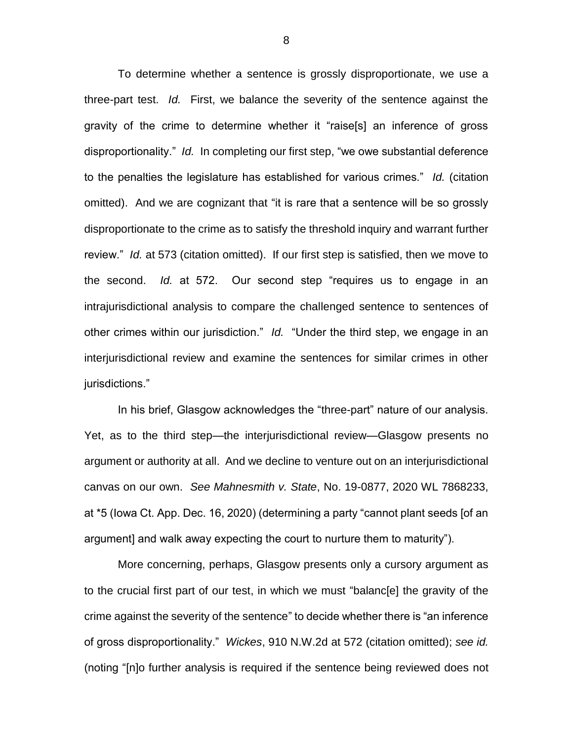To determine whether a sentence is grossly disproportionate, we use a three-part test. *Id.* First, we balance the severity of the sentence against the gravity of the crime to determine whether it "raise[s] an inference of gross disproportionality." *Id.* In completing our first step, "we owe substantial deference to the penalties the legislature has established for various crimes." *Id.* (citation omitted). And we are cognizant that "it is rare that a sentence will be so grossly disproportionate to the crime as to satisfy the threshold inquiry and warrant further review." *Id.* at 573 (citation omitted). If our first step is satisfied, then we move to the second. *Id.* at 572. Our second step "requires us to engage in an intrajurisdictional analysis to compare the challenged sentence to sentences of other crimes within our jurisdiction." *Id.* "Under the third step, we engage in an interjurisdictional review and examine the sentences for similar crimes in other jurisdictions."

In his brief, Glasgow acknowledges the "three-part" nature of our analysis. Yet, as to the third step—the interjurisdictional review—Glasgow presents no argument or authority at all. And we decline to venture out on an interjurisdictional canvas on our own. *See Mahnesmith v. State*, No. 19-0877, 2020 WL 7868233, at *5 (Iowa Ct. App. Dec. 16, 2020) (determining a party "cannot plant seeds [of an argument] and walk away expecting the court to nurture them to maturity").

More concerning, perhaps, Glasgow presents only a cursory argument as to the crucial first part of our test, in which we must "balanc[e] the gravity of the crime against the severity of the sentence" to decide whether there is "an inference of gross disproportionality." *Wickes*, 910 N.W.2d at 572 (citation omitted); *see id.* (noting "[n]o further analysis is required if the sentence being reviewed does not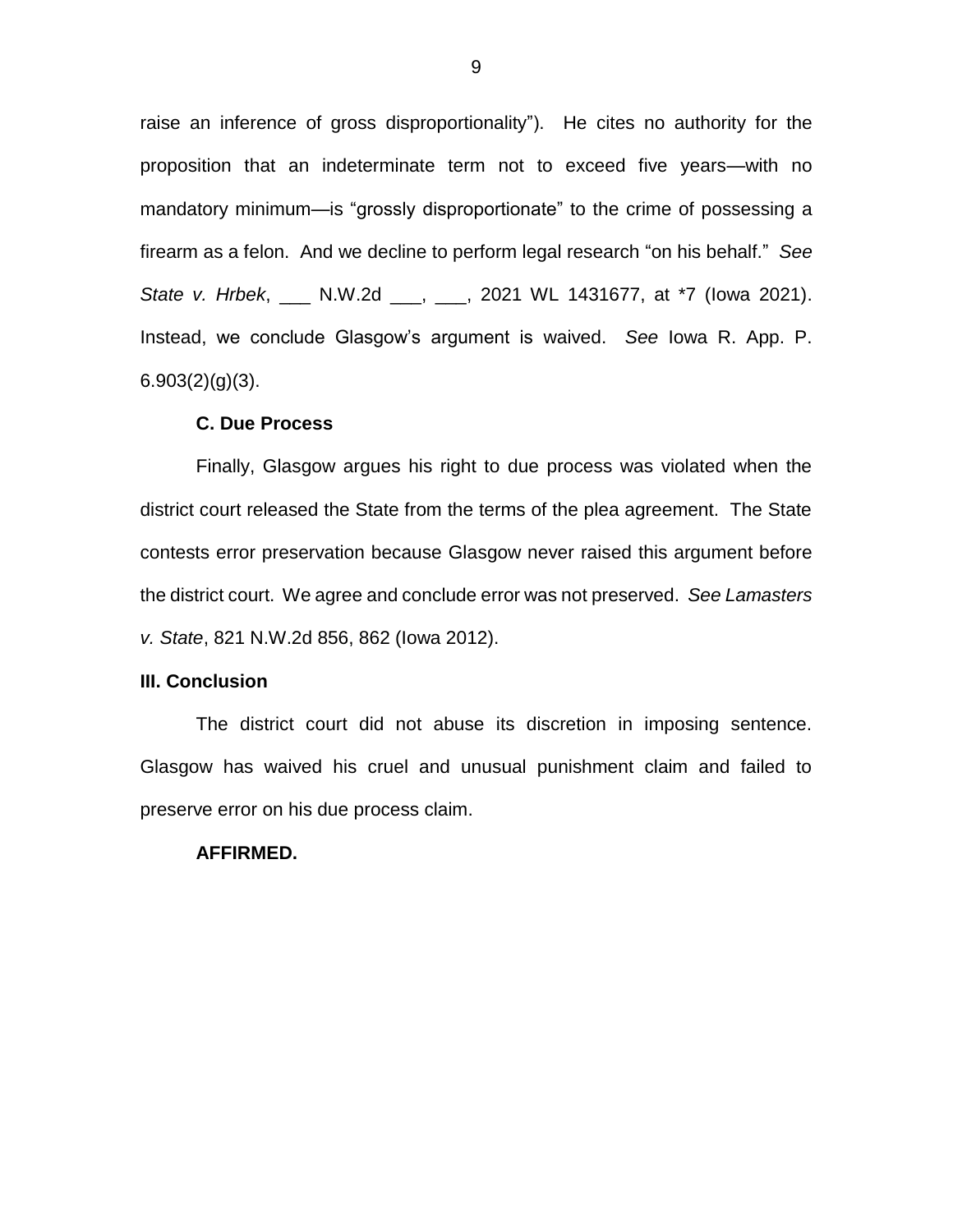raise an inference of gross disproportionality"). He cites no authority for the proposition that an indeterminate term not to exceed five years—with no mandatory minimum—is "grossly disproportionate" to the crime of possessing a firearm as a felon. And we decline to perform legal research "on his behalf." *See State v. Hrbek*, ___ N.W.2d ___, ___, 2021 WL 1431677, at *7 (Iowa 2021). Instead, we conclude Glasgow's argument is waived. *See* Iowa R. App. P. 6.903(2)(g)(3).

### C. Due Process

Finally, Glasgow argues his right to due process was violated when the district court released the State from the terms of the plea agreement. The State contests error preservation because Glasgow never raised this argument before the district court. We agree and conclude error was not preserved. *See Lamasters v. State*, 821 N.W.2d 856, 862 (Iowa 2012).

## III. Conclusion

The district court did not abuse its discretion in imposing sentence. Glasgow has waived his cruel and unusual punishment claim and failed to preserve error on his due process claim.

**AFFIRMED.**